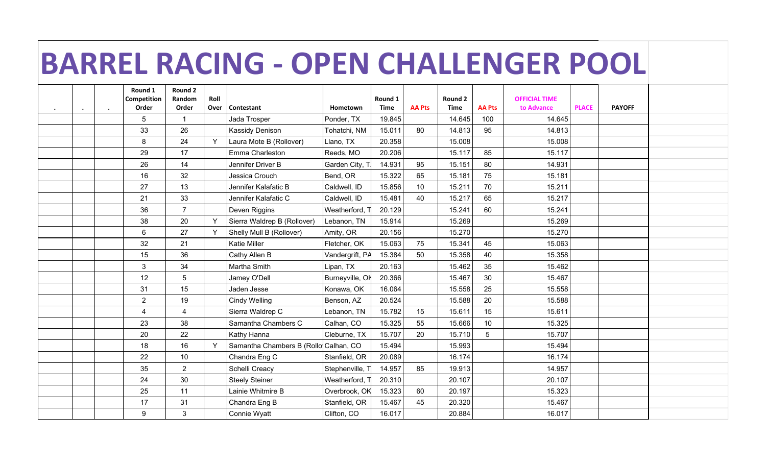# BARREL RACING - OPEN CHALLENGER POOL

| . | . | . | Round 1 Competition Order | Round 2 Random Order | Roll Over | Contestant | Hometown | Round 1 Time | AA Pts | Round 2 Time | AA Pts | OFFICIAL TIME to Advance | PLACE | PAYOFF |
|---|---|---|---|---|---|---|---|---|---|---|---|---|---|---|
| | | | 5 | 1 | | Jada Trosper | Ponder, TX | 19.845 | | 14.645 | 100 | 14.645 | | |
| | | | 33 | 26 | | Kassidy Denison | Tohatchi, NM | 15.011 | 80 | 14.813 | 95 | 14.813 | | |
| | | | 8 | 24 | Y | Laura Mote B (Rollover) | Llano, TX | 20.358 | | 15.008 | | 15.008 | | |
| | | | 29 | 17 | | Emma Charleston | Reeds, MO | 20.206 | | 15.117 | 85 | 15.117 | | |
| | | | 26 | 14 | | Jennifer Driver B | Garden City, T | 14.931 | 95 | 15.151 | 80 | 14.931 | | |
| | | | 16 | 32 | | Jessica Crouch | Bend, OR | 15.322 | 65 | 15.181 | 75 | 15.181 | | |
| | | | 27 | 13 | | Jennifer Kalafatic B | Caldwell, ID | 15.856 | 10 | 15.211 | 70 | 15.211 | | |
| | | | 21 | 33 | | Jennifer Kalafatic C | Caldwell, ID | 15.481 | 40 | 15.217 | 65 | 15.217 | | |
| | | | 36 | 7 | | Deven Riggins | Weatherford, T | 20.129 | | 15.241 | 60 | 15.241 | | |
| | | | 38 | 20 | Y | Sierra Waldrep B (Rollover) | Lebanon, TN | 15.914 | | 15.269 | | 15.269 | | |
| | | | 6 | 27 | Y | Shelly Mull B (Rollover) | Amity, OR | 20.156 | | 15.270 | | 15.270 | | |
| | | | 32 | 21 | | Katie Miller | Fletcher, OK | 15.063 | 75 | 15.341 | 45 | 15.063 | | |
| | | | 15 | 36 | | Cathy Allen B | Vandergrift, PA | 15.384 | 50 | 15.358 | 40 | 15.358 | | |
| | | | 3 | 34 | | Martha Smith | Lipan, TX | 20.163 | | 15.462 | 35 | 15.462 | | |
| | | | 12 | 5 | | Jamey O'Dell | Burneyville, OK | 20.366 | | 15.467 | 30 | 15.467 | | |
| | | | 31 | 15 | | Jaden Jesse | Konawa, OK | 16.064 | | 15.558 | 25 | 15.558 | | |
| | | | 2 | 19 | | Cindy Welling | Benson, AZ | 20.524 | | 15.588 | 20 | 15.588 | | |
| | | | 4 | 4 | | Sierra Waldrep C | Lebanon, TN | 15.782 | 15 | 15.611 | 15 | 15.611 | | |
| | | | 23 | 38 | | Samantha Chambers C | Calhan, CO | 15.325 | 55 | 15.666 | 10 | 15.325 | | |
| | | | 20 | 22 | | Kathy Hanna | Cleburne, TX | 15.707 | 20 | 15.710 | 5 | 15.707 | | |
| | | | 18 | 16 | Y | Samantha Chambers B (Rollo | Calhan, CO | 15.494 | | 15.993 | | 15.494 | | |
| | | | 22 | 10 | | Chandra Eng C | Stanfield, OR | 20.089 | | 16.174 | | 16.174 | | |
| | | | 35 | 2 | | Schelli Creacy | Stephenville, T | 14.957 | 85 | 19.913 | | 14.957 | | |
| | | | 24 | 30 | | Steely Steiner | Weatherford, T | 20.310 | | 20.107 | | 20.107 | | |
| | | | 25 | 11 | | Lainie Whitmire B | Overbrook, OK | 15.323 | 60 | 20.197 | | 15.323 | | |
| | | | 17 | 31 | | Chandra Eng B | Stanfield, OR | 15.467 | 45 | 20.320 | | 15.467 | | |
| | | | 9 | 3 | | Connie Wyatt | Clifton, CO | 16.017 | | 20.884 | | 16.017 | | |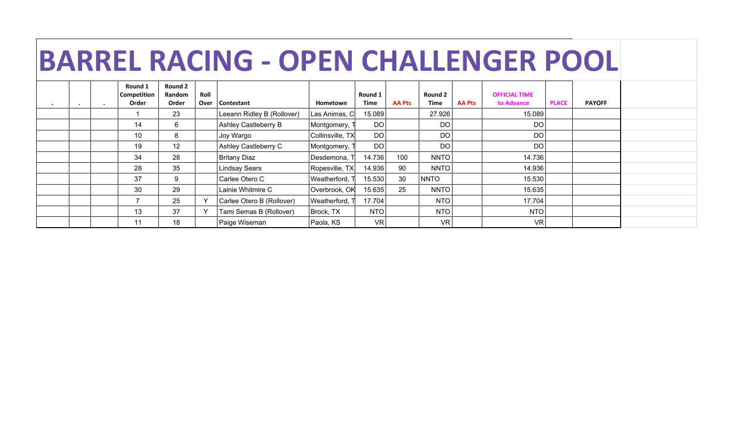# BARREL RACING - OPEN CHALLENGER POOL

| . | . | . | Round 1 Competition Order | Round 2 Random Order | Roll Over | Contestant | Hometown | Round 1 Time | AA Pts | Round 2 Time | AA Pts | OFFICIAL TIME to Advance | PLACE | PAYOFF |
|---|---|---|---|---|---|---|---|---|---|---|---|---|---|---|
| | | | 1 | 23 | | Leeann Ridley B (Rollover) | Las Animas, C | 15.089 | | 27.926 | | 15.089 | | |
| | | | 14 | 6 | | Ashley Castleberry B | Montgomery, T | DO | | DO | | DO | | |
| | | | 10 | 8 | | Joy Wargo | Collinsville, TX | DO | | DO | | DO | | |
| | | | 19 | 12 | | Ashley Castleberry C | Montgomery, T | DO | | DO | | DO | | |
| | | | 34 | 28 | | Britany Diaz | Desdemona, T | 14.736 | 100 | NNTO | | 14.736 | | |
| | | | 28 | 35 | | Lindsay Sears | Ropesville, TX | 14.936 | 90 | NNTO | | 14.936 | | |
| | | | 37 | 9 | | Carlee Otero C | Weatherford, T | 15.530 | 30 | NNTO | | 15.530 | | |
| | | | 30 | 29 | | Lainie Whitmire C | Overbrook, OK | 15.635 | 25 | NNTO | | 15.635 | | |
| | | | 7 | 25 | Y | Carlee Otero B (Rollover) | Weatherford, T | 17.704 | | NTO | | 17.704 | | |
| | | | 13 | 37 | Y | Tami Semas B (Rollover) | Brock, TX | NTO | | NTO | | NTO | | |
| | | | 11 | 18 | | Paige Wiseman | Paola, KS | VR | | VR | | VR | | |